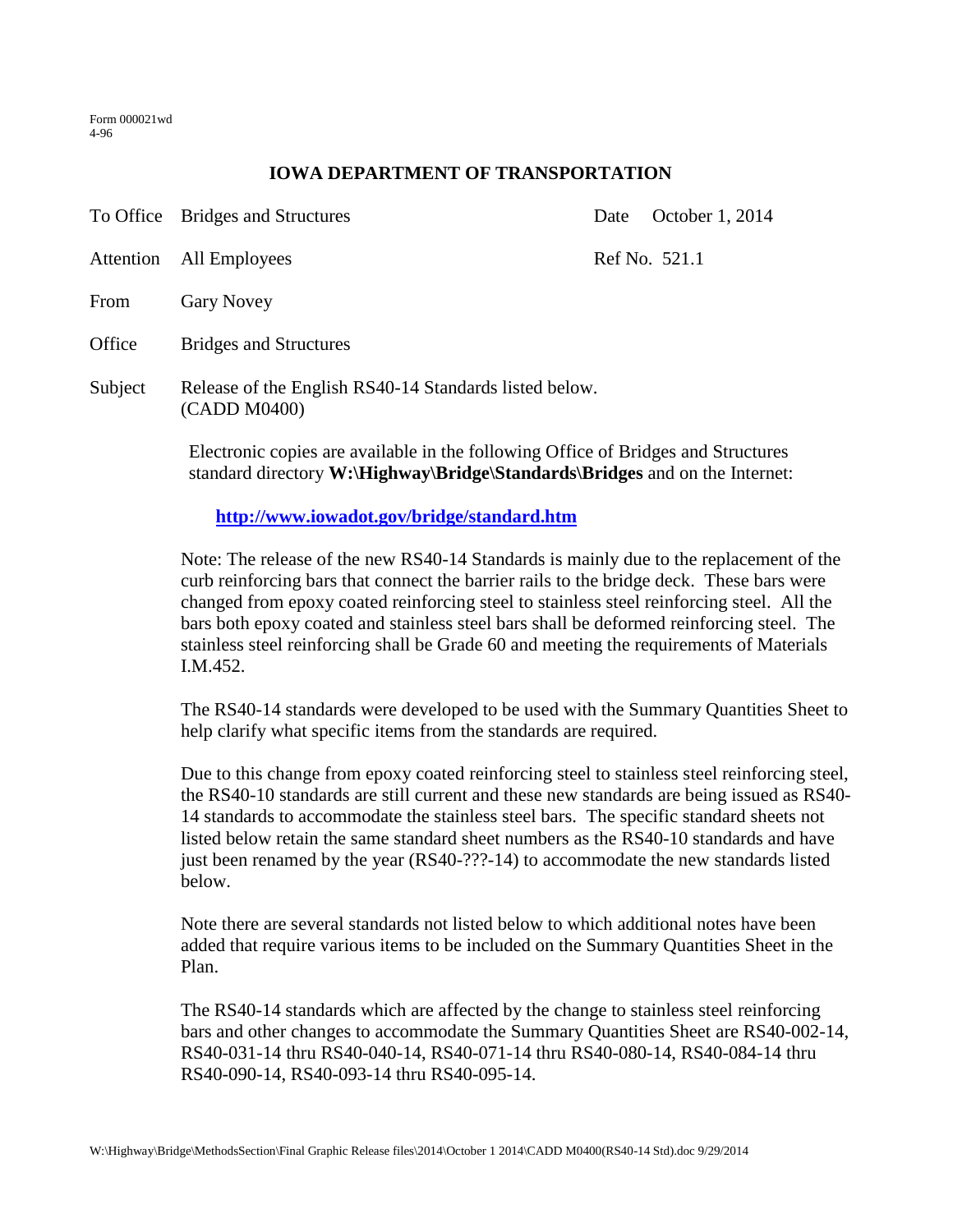Form 000021wd
4-96

# IOWA DEPARTMENT OF TRANSPORTATION

To Office: Bridges and Structures — Date: October 1, 2014

Attention: All Employees — Ref No. 521.1

From: Gary Novey

Office: Bridges and Structures

Subject: Release of the English RS40-14 Standards listed below. (CADD M0400)

Electronic copies are available in the following Office of Bridges and Structures standard directory **W:\Highway\Bridge\Standards\Bridges** and on the Internet:

**http://www.iowadot.gov/bridge/standard.htm**

Note: The release of the new RS40-14 Standards is mainly due to the replacement of the curb reinforcing bars that connect the barrier rails to the bridge deck. These bars were changed from epoxy coated reinforcing steel to stainless steel reinforcing steel. All the bars both epoxy coated and stainless steel bars shall be deformed reinforcing steel. The stainless steel reinforcing shall be Grade 60 and meeting the requirements of Materials I.M.452.

The RS40-14 standards were developed to be used with the Summary Quantities Sheet to help clarify what specific items from the standards are required.

Due to this change from epoxy coated reinforcing steel to stainless steel reinforcing steel, the RS40-10 standards are still current and these new standards are being issued as RS40-14 standards to accommodate the stainless steel bars. The specific standard sheets not listed below retain the same standard sheet numbers as the RS40-10 standards and have just been renamed by the year (RS40-???-14) to accommodate the new standards listed below.

Note there are several standards not listed below to which additional notes have been added that require various items to be included on the Summary Quantities Sheet in the Plan.

The RS40-14 standards which are affected by the change to stainless steel reinforcing bars and other changes to accommodate the Summary Quantities Sheet are RS40-002-14, RS40-031-14 thru RS40-040-14, RS40-071-14 thru RS40-080-14, RS40-084-14 thru RS40-090-14, RS40-093-14 thru RS40-095-14.

W:\Highway\Bridge\MethodsSection\Final Graphic Release files\2014\October 1 2014\CADD M0400(RS40-14 Std).doc 9/29/2014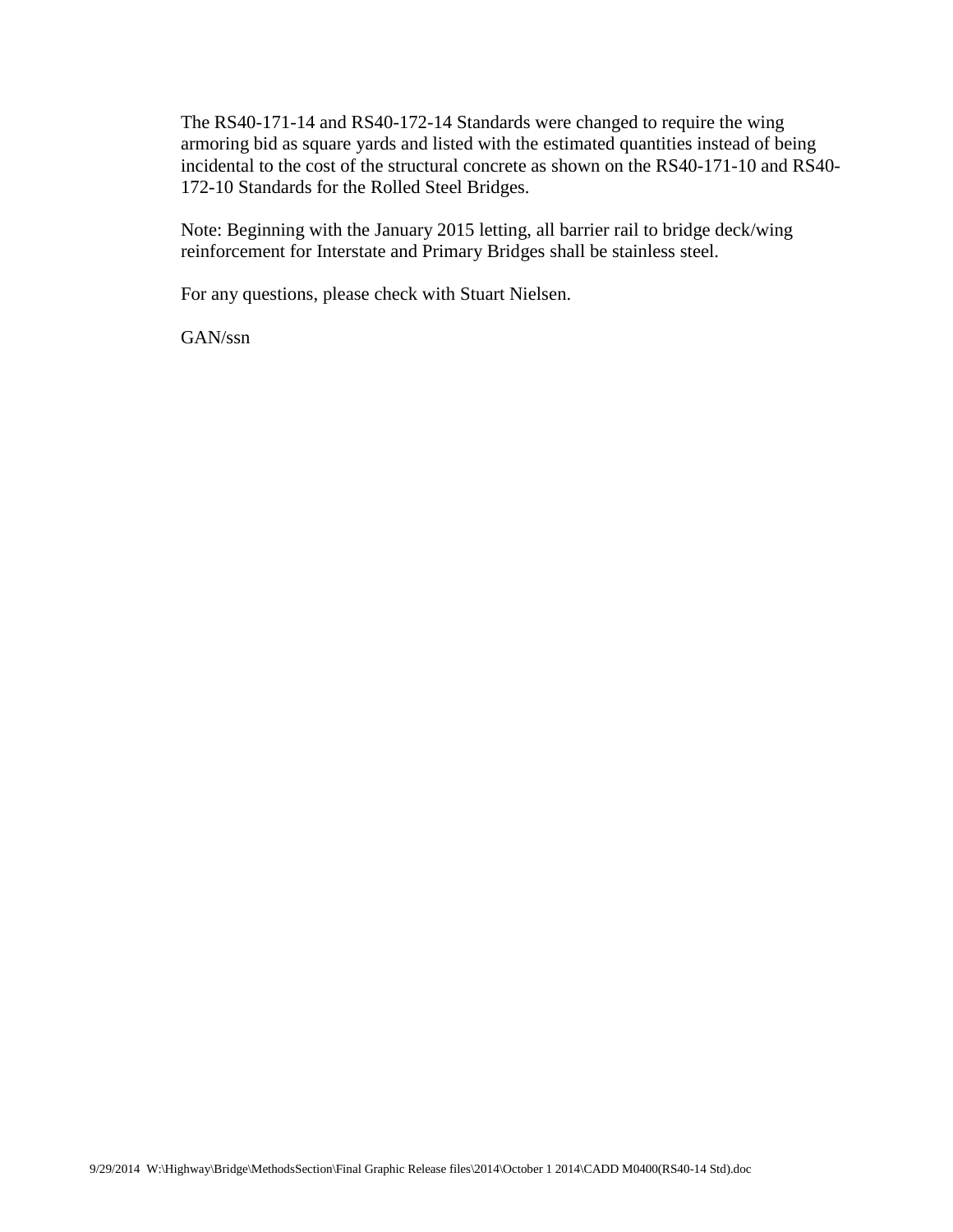The RS40-171-14 and RS40-172-14 Standards were changed to require the wing armoring bid as square yards and listed with the estimated quantities instead of being incidental to the cost of the structural concrete as shown on the RS40-171-10 and RS40-172-10 Standards for the Rolled Steel Bridges.

Note: Beginning with the January 2015 letting, all barrier rail to bridge deck/wing reinforcement for Interstate and Primary Bridges shall be stainless steel.

For any questions, please check with Stuart Nielsen.

GAN/ssn